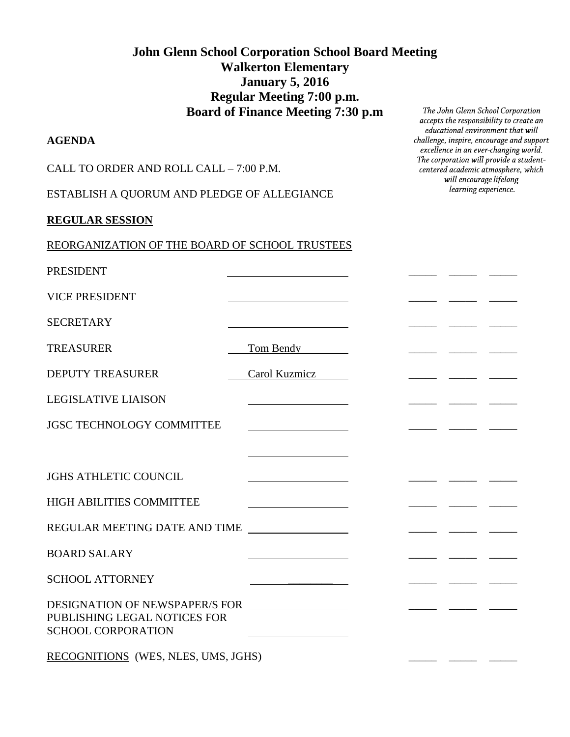# John Glenn School Corporation School Board Meeting
## Walkerton Elementary
## January 5, 2016
## Regular Meeting 7:00 p.m.
## Board of Finance Meeting 7:30 p.m

*The John Glenn School Corporation accepts the responsibility to create an educational environment that will challenge, inspire, encourage and support excellence in an ever-changing world. The corporation will provide a student-centered academic atmosphere, which will encourage lifelong learning experience.*

**AGENDA**

CALL TO ORDER AND ROLL CALL – 7:00 P.M.

ESTABLISH A QUORUM AND PLEDGE OF ALLEGIANCE

**REGULAR SESSION**

REORGANIZATION OF THE BOARD OF SCHOOL TRUSTEES

| | | | | |
|---|---|---|---|---|
| PRESIDENT | ______ | _____ | _____ | _____ |
| VICE PRESIDENT | ______ | _____ | _____ | _____ |
| SECRETARY | ______ | _____ | _____ | _____ |
| TREASURER | Tom Bendy | _____ | _____ | _____ |
| DEPUTY TREASURER | Carol Kuzmicz | _____ | _____ | _____ |
| LEGISLATIVE LIAISON | ______ | _____ | _____ | _____ |
| JGSC TECHNOLOGY COMMITTEE | ______<br>______ | _____ | _____ | _____ |
| JGHS ATHLETIC COUNCIL | ______ | _____ | _____ | _____ |
| HIGH ABILITIES COMMITTEE | ______ | _____ | _____ | _____ |
| REGULAR MEETING DATE AND TIME | ______ | _____ | _____ | _____ |
| BOARD SALARY | ______ | _____ | _____ | _____ |
| SCHOOL ATTORNEY | ______ | _____ | _____ | _____ |
| DESIGNATION OF NEWSPAPER/S FOR PUBLISHING LEGAL NOTICES FOR SCHOOL CORPORATION | ______<br>______ | _____ | _____ | _____ |

RECOGNITIONS (WES, NLES, UMS, JGHS) _____ _____ _____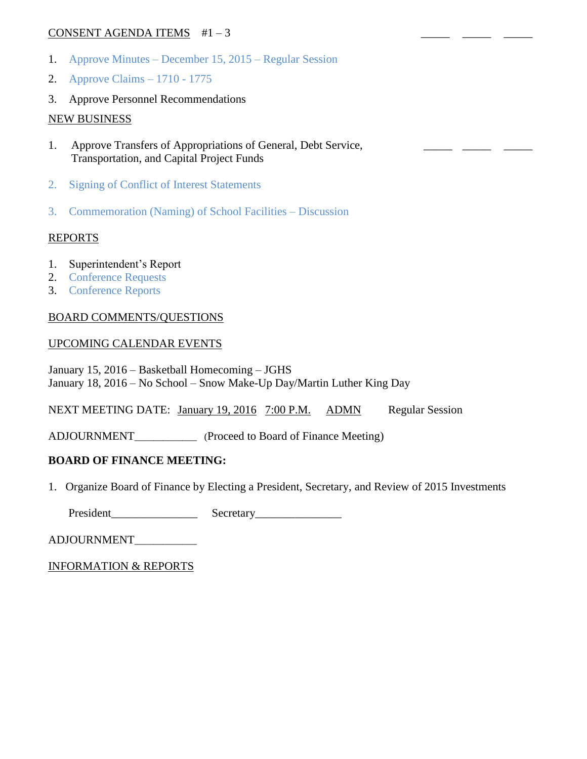CONSENT AGENDA ITEMS #1 – 3 _____ _____ _____

1. Approve Minutes – December 15, 2015 – Regular Session
2. Approve Claims – 1710 - 1775
3. Approve Personnel Recommendations

NEW BUSINESS

1. Approve Transfers of Appropriations of General, Debt Service, Transportation, and Capital Project Funds _____ _____ _____

2. Signing of Conflict of Interest Statements

3. Commemoration (Naming) of School Facilities – Discussion

REPORTS

1. Superintendent's Report
2. Conference Requests
3. Conference Reports

BOARD COMMENTS/QUESTIONS

UPCOMING CALENDAR EVENTS

January 15, 2016 – Basketball Homecoming – JGHS
January 18, 2016 – No School – Snow Make-Up Day/Martin Luther King Day

NEXT MEETING DATE: January 19, 2016 7:00 P.M. ADMN Regular Session

ADJOURNMENT___________ (Proceed to Board of Finance Meeting)

**BOARD OF FINANCE MEETING:**

1. Organize Board of Finance by Electing a President, Secretary, and Review of 2015 Investments

President________________ Secretary________________

ADJOURNMENT___________

INFORMATION & REPORTS